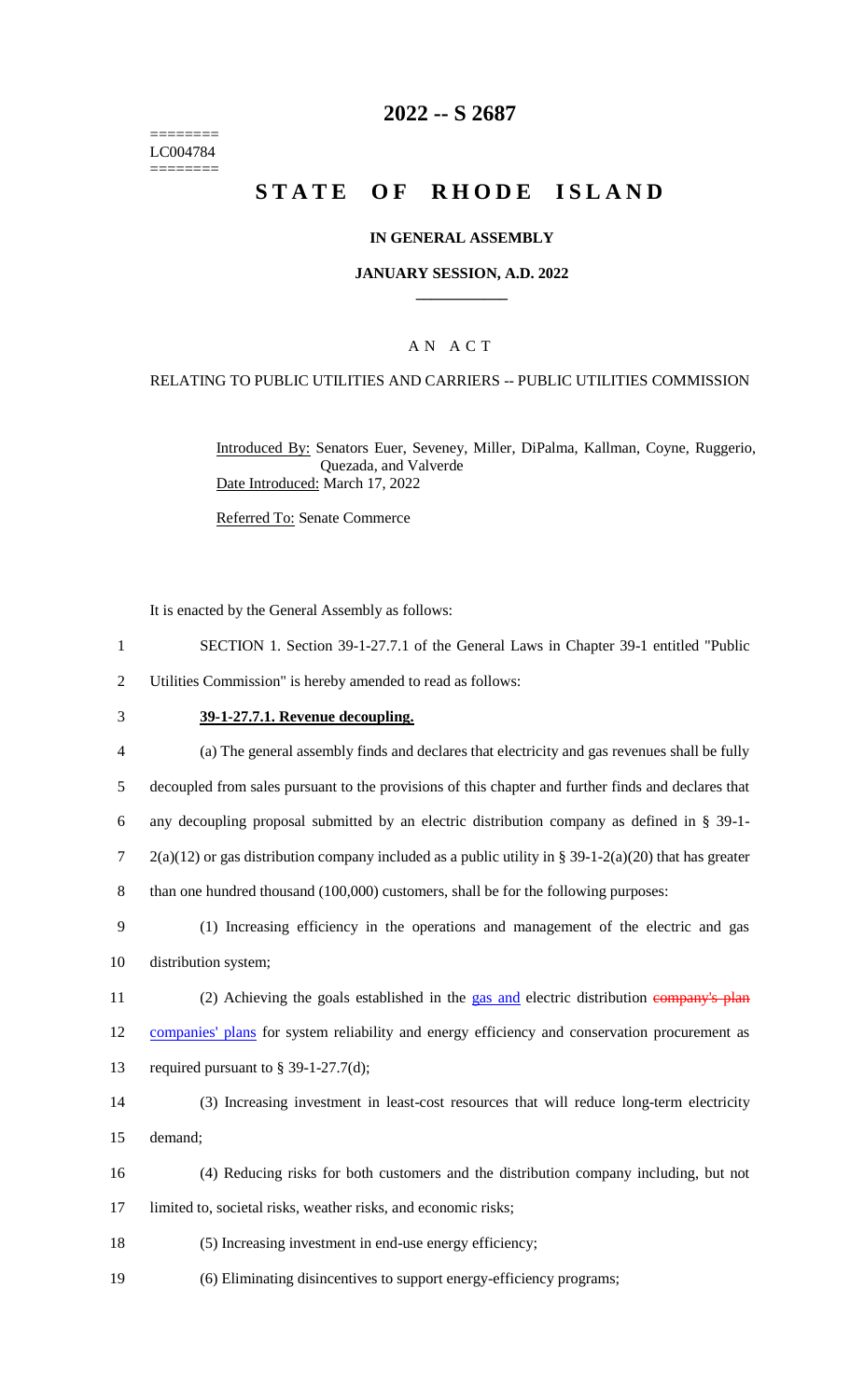========
LC004784
========

# 2022 -- S 2687

# STATE OF RHODE ISLAND

## IN GENERAL ASSEMBLY

### JANUARY SESSION, A.D. 2022

### A N A C T

RELATING TO PUBLIC UTILITIES AND CARRIERS -- PUBLIC UTILITIES COMMISSION

Introduced By: Senators Euer, Seveney, Miller, DiPalma, Kallman, Coyne, Ruggerio, Quezada, and Valverde

Date Introduced: March 17, 2022

Referred To: Senate Commerce

It is enacted by the General Assembly as follows:

1 SECTION 1. Section 39-1-27.7.1 of the General Laws in Chapter 39-1 entitled "Public
2 Utilities Commission" is hereby amended to read as follows:

3 **39-1-27.7.1. Revenue decoupling.**

4 (a) The general assembly finds and declares that electricity and gas revenues shall be fully
5 decoupled from sales pursuant to the provisions of this chapter and further finds and declares that
6 any decoupling proposal submitted by an electric distribution company as defined in § 39-1-
7 2(a)(12) or gas distribution company included as a public utility in § 39-1-2(a)(20) that has greater
8 than one hundred thousand (100,000) customers, shall be for the following purposes:

9 (1) Increasing efficiency in the operations and management of the electric and gas
10 distribution system;

11 (2) Achieving the goals established in the gas and electric distribution ~~company's plan~~
12 companies' plans for system reliability and energy efficiency and conservation procurement as
13 required pursuant to § 39-1-27.7(d);

14 (3) Increasing investment in least-cost resources that will reduce long-term electricity
15 demand;

16 (4) Reducing risks for both customers and the distribution company including, but not
17 limited to, societal risks, weather risks, and economic risks;

18 (5) Increasing investment in end-use energy efficiency;

19 (6) Eliminating disincentives to support energy-efficiency programs;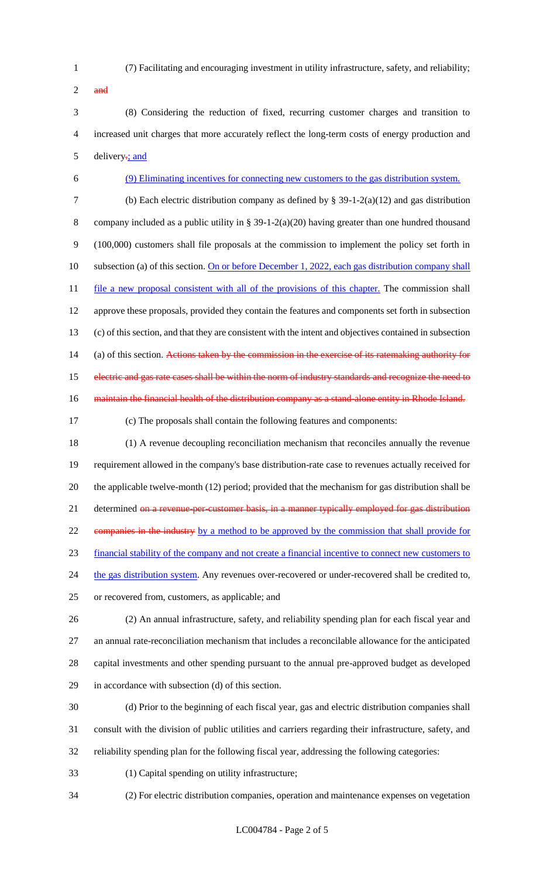(7) Facilitating and encouraging investment in utility infrastructure, safety, and reliability; ~~and~~

(8) Considering the reduction of fixed, recurring customer charges and transition to increased unit charges that more accurately reflect the long-term costs of energy production and delivery~~.~~; and

(9) Eliminating incentives for connecting new customers to the gas distribution system.

(b) Each electric distribution company as defined by § 39-1-2(a)(12) and gas distribution company included as a public utility in § 39-1-2(a)(20) having greater than one hundred thousand (100,000) customers shall file proposals at the commission to implement the policy set forth in subsection (a) of this section. On or before December 1, 2022, each gas distribution company shall file a new proposal consistent with all of the provisions of this chapter. The commission shall approve these proposals, provided they contain the features and components set forth in subsection (c) of this section, and that they are consistent with the intent and objectives contained in subsection (a) of this section. ~~Actions taken by the commission in the exercise of its ratemaking authority for electric and gas rate cases shall be within the norm of industry standards and recognize the need to maintain the financial health of the distribution company as a stand-alone entity in Rhode Island.~~

(c) The proposals shall contain the following features and components:

(1) A revenue decoupling reconciliation mechanism that reconciles annually the revenue requirement allowed in the company's base distribution-rate case to revenues actually received for the applicable twelve-month (12) period; provided that the mechanism for gas distribution shall be determined ~~on a revenue-per-customer basis, in a manner typically employed for gas distribution companies in the industry~~ by a method to be approved by the commission that shall provide for financial stability of the company and not create a financial incentive to connect new customers to the gas distribution system. Any revenues over-recovered or under-recovered shall be credited to, or recovered from, customers, as applicable; and

(2) An annual infrastructure, safety, and reliability spending plan for each fiscal year and an annual rate-reconciliation mechanism that includes a reconcilable allowance for the anticipated capital investments and other spending pursuant to the annual pre-approved budget as developed in accordance with subsection (d) of this section.

(d) Prior to the beginning of each fiscal year, gas and electric distribution companies shall consult with the division of public utilities and carriers regarding their infrastructure, safety, and reliability spending plan for the following fiscal year, addressing the following categories:

(1) Capital spending on utility infrastructure;

(2) For electric distribution companies, operation and maintenance expenses on vegetation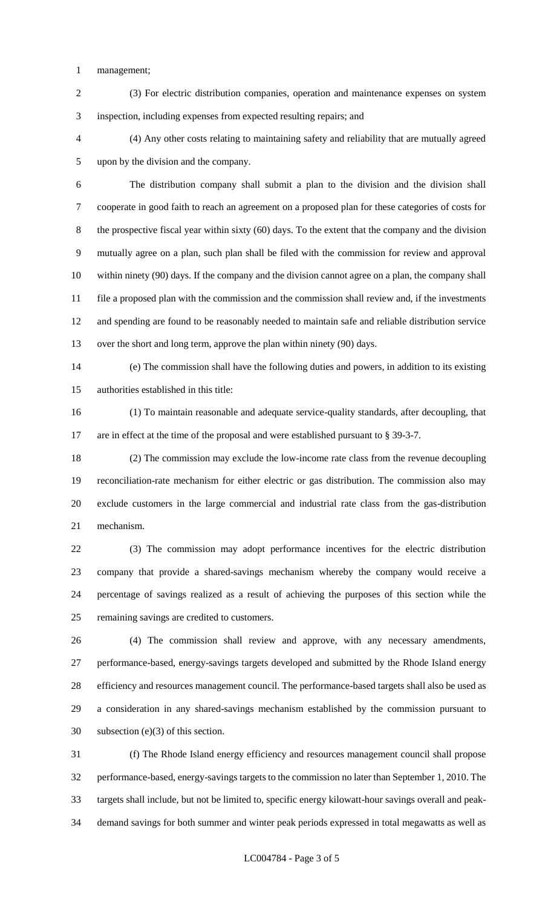management;

(3) For electric distribution companies, operation and maintenance expenses on system inspection, including expenses from expected resulting repairs; and

(4) Any other costs relating to maintaining safety and reliability that are mutually agreed upon by the division and the company.

The distribution company shall submit a plan to the division and the division shall cooperate in good faith to reach an agreement on a proposed plan for these categories of costs for the prospective fiscal year within sixty (60) days. To the extent that the company and the division mutually agree on a plan, such plan shall be filed with the commission for review and approval within ninety (90) days. If the company and the division cannot agree on a plan, the company shall file a proposed plan with the commission and the commission shall review and, if the investments and spending are found to be reasonably needed to maintain safe and reliable distribution service over the short and long term, approve the plan within ninety (90) days.

(e) The commission shall have the following duties and powers, in addition to its existing authorities established in this title:

(1) To maintain reasonable and adequate service-quality standards, after decoupling, that are in effect at the time of the proposal and were established pursuant to § 39-3-7.

(2) The commission may exclude the low-income rate class from the revenue decoupling reconciliation-rate mechanism for either electric or gas distribution. The commission also may exclude customers in the large commercial and industrial rate class from the gas-distribution mechanism.

(3) The commission may adopt performance incentives for the electric distribution company that provide a shared-savings mechanism whereby the company would receive a percentage of savings realized as a result of achieving the purposes of this section while the remaining savings are credited to customers.

(4) The commission shall review and approve, with any necessary amendments, performance-based, energy-savings targets developed and submitted by the Rhode Island energy efficiency and resources management council. The performance-based targets shall also be used as a consideration in any shared-savings mechanism established by the commission pursuant to subsection (e)(3) of this section.

(f) The Rhode Island energy efficiency and resources management council shall propose performance-based, energy-savings targets to the commission no later than September 1, 2010. The targets shall include, but not be limited to, specific energy kilowatt-hour savings overall and peak-demand savings for both summer and winter peak periods expressed in total megawatts as well as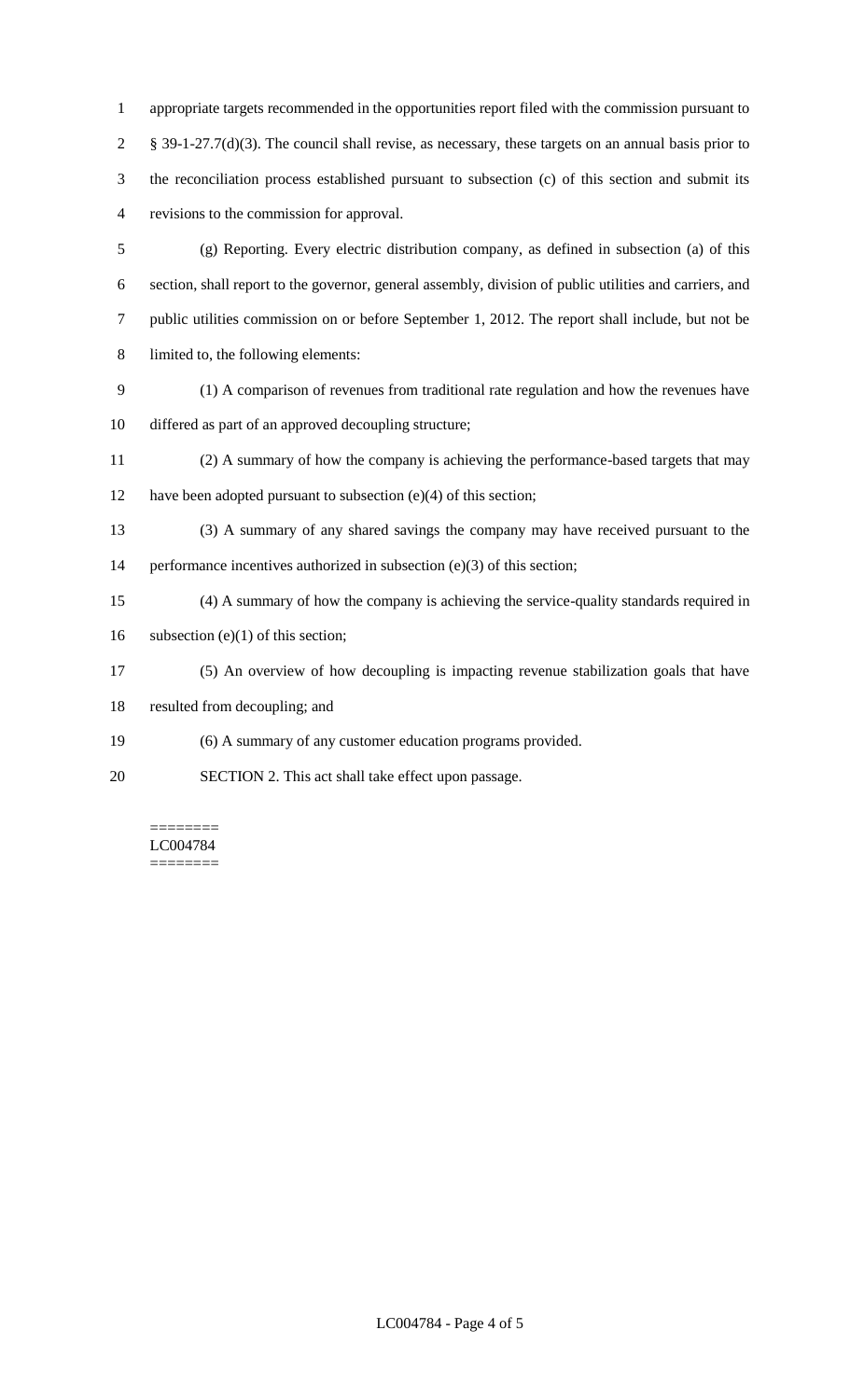appropriate targets recommended in the opportunities report filed with the commission pursuant to § 39-1-27.7(d)(3). The council shall revise, as necessary, these targets on an annual basis prior to the reconciliation process established pursuant to subsection (c) of this section and submit its revisions to the commission for approval.

(g) Reporting. Every electric distribution company, as defined in subsection (a) of this section, shall report to the governor, general assembly, division of public utilities and carriers, and public utilities commission on or before September 1, 2012. The report shall include, but not be limited to, the following elements:

(1) A comparison of revenues from traditional rate regulation and how the revenues have differed as part of an approved decoupling structure;

(2) A summary of how the company is achieving the performance-based targets that may have been adopted pursuant to subsection (e)(4) of this section;

(3) A summary of any shared savings the company may have received pursuant to the performance incentives authorized in subsection (e)(3) of this section;

(4) A summary of how the company is achieving the service-quality standards required in subsection (e)(1) of this section;

(5) An overview of how decoupling is impacting revenue stabilization goals that have resulted from decoupling; and

(6) A summary of any customer education programs provided.

SECTION 2. This act shall take effect upon passage.

========
LC004784
========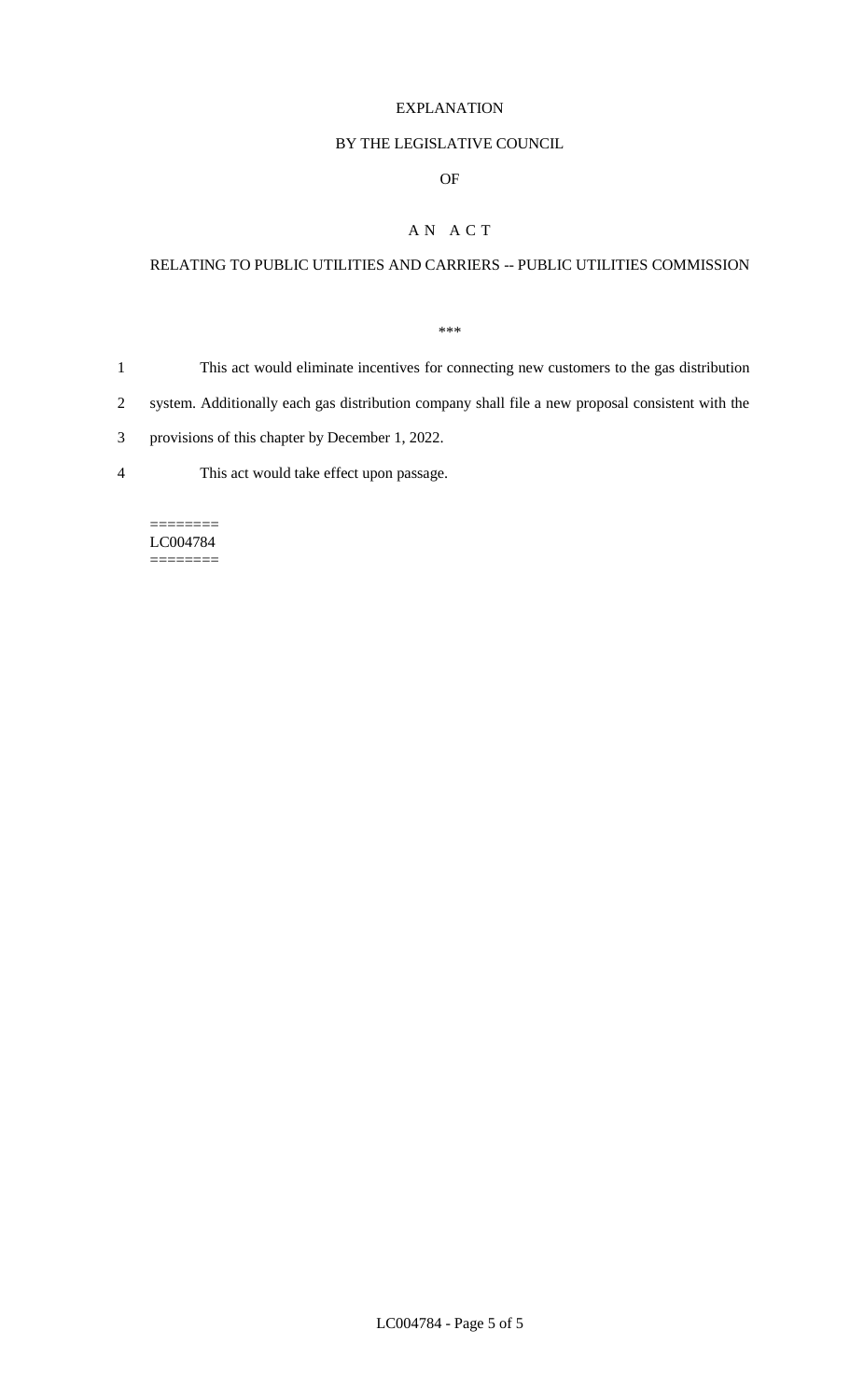EXPLANATION

BY THE LEGISLATIVE COUNCIL

OF

A N A C T

RELATING TO PUBLIC UTILITIES AND CARRIERS -- PUBLIC UTILITIES COMMISSION

\*\*\*

1 This act would eliminate incentives for connecting new customers to the gas distribution

2 system. Additionally each gas distribution company shall file a new proposal consistent with the

3 provisions of this chapter by December 1, 2022.

4 This act would take effect upon passage.

========
LC004784
========